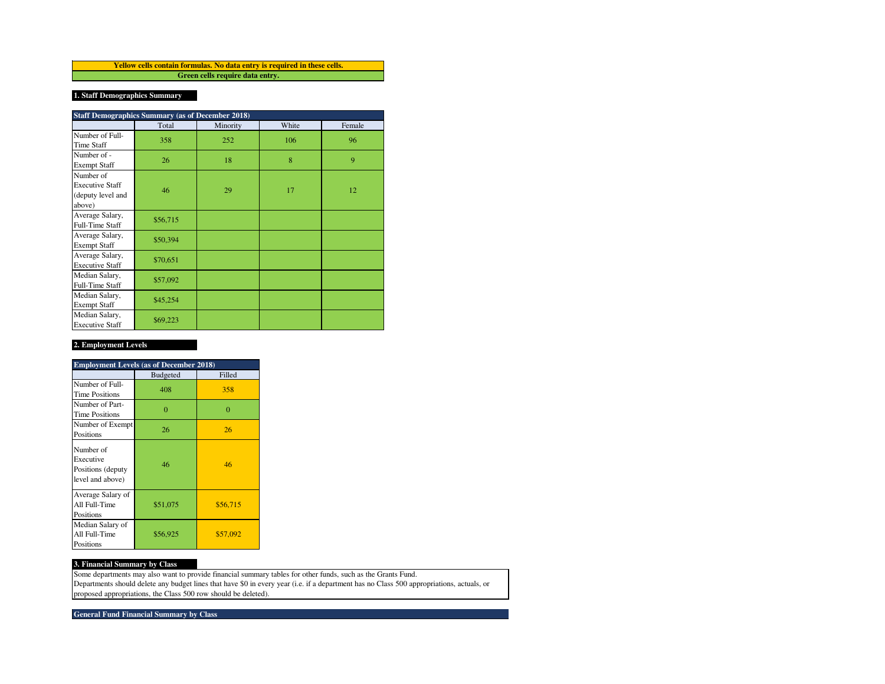**Yellow cells contain formulas. No data entry is required in these cells.**

**Green cells require data entry.**

## 1. Staff Demographics Summary

| Staff Demographics Summary (as of December 2018) | | | | |
|---|---|---|---|---|
| | Total | Minority | White | Female |
| Number of Full-Time Staff | 358 | 252 | 106 | 96 |
| Number of -Exempt Staff | 26 | 18 | 8 | 9 |
| Number of Executive Staff (deputy level and above) | 46 | 29 | 17 | 12 |
| Average Salary, Full-Time Staff | $56,715 | | | |
| Average Salary, Exempt Staff | $50,394 | | | |
| Average Salary, Executive Staff | $70,651 | | | |
| Median Salary, Full-Time Staff | $57,092 | | | |
| Median Salary, Exempt Staff | $45,254 | | | |
| Median Salary, Executive Staff | $69,223 | | | |

## 2. Employment Levels

| Employment Levels (as of December 2018) | | |
|---|---|---|
| | Budgeted | Filled |
| Number of Full-Time Positions | 408 | 358 |
| Number of Part-Time Positions | 0 | 0 |
| Number of Exempt Positions | 26 | 26 |
| Number of Executive Positions (deputy level and above) | 46 | 46 |
| Average Salary of All Full-Time Positions | $51,075 | $56,715 |
| Median Salary of All Full-Time Positions | $56,925 | $57,092 |

## 3. Financial Summary by Class

Some departments may also want to provide financial summary tables for other funds, such as the Grants Fund.
Departments should delete any budget lines that have $0 in every year (i.e. if a department has no Class 500 appropriations, actuals, or proposed appropriations, the Class 500 row should be deleted).

**General Fund Financial Summary by Class**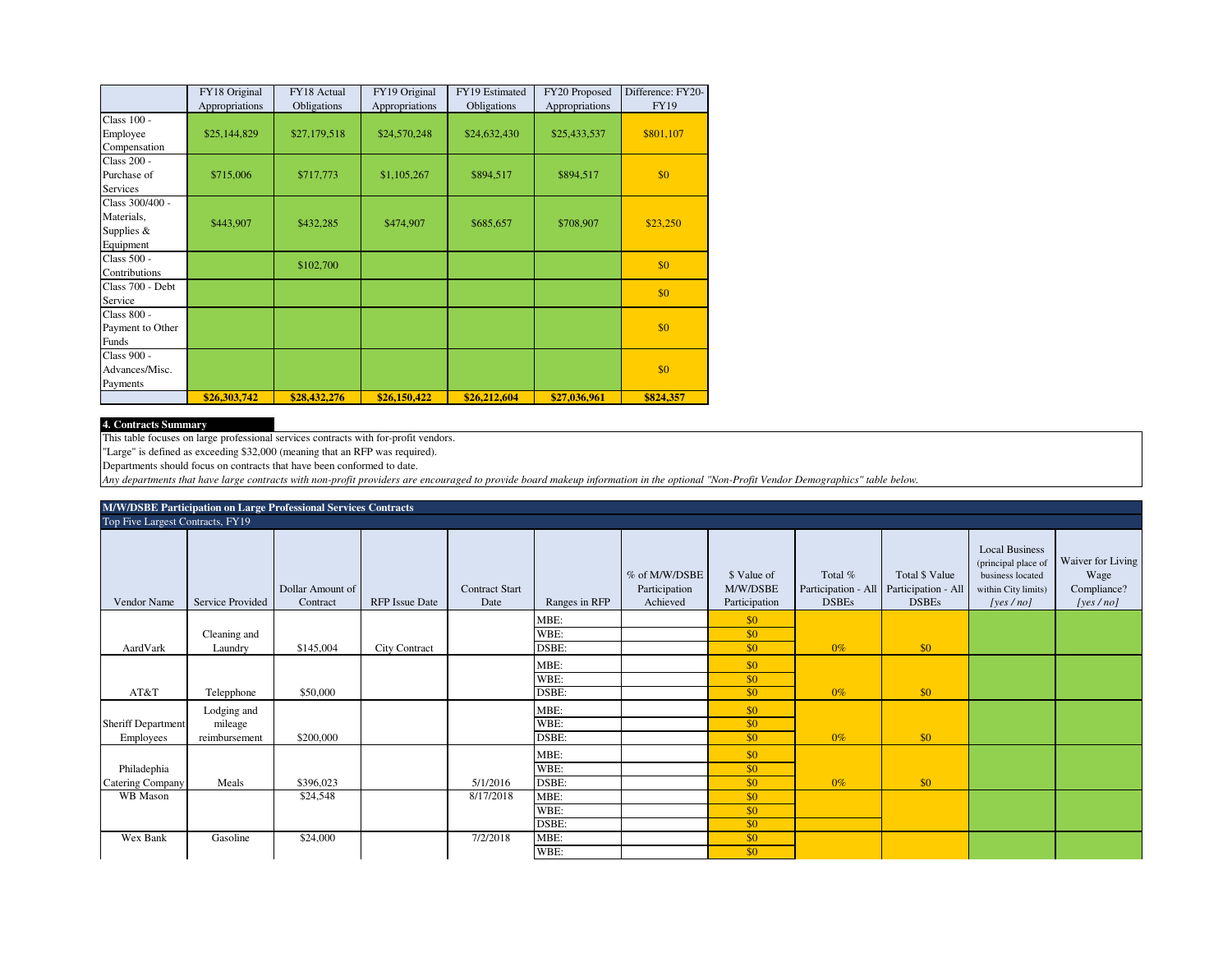|  | FY18 Original Appropriations | FY18 Actual Obligations | FY19 Original Appropriations | FY19 Estimated Obligations | FY20 Proposed Appropriations | Difference: FY20-FY19 |
|---|---|---|---|---|---|---|
| Class 100 - Employee Compensation | $25,144,829 | $27,179,518 | $24,570,248 | $24,632,430 | $25,433,537 | $801,107 |
| Class 200 - Purchase of Services | $715,006 | $717,773 | $1,105,267 | $894,517 | $894,517 | $0 |
| Class 300/400 - Materials, Supplies & Equipment | $443,907 | $432,285 | $474,907 | $685,657 | $708,907 | $23,250 |
| Class 500 - Contributions |  | $102,700 |  |  |  | $0 |
| Class 700 - Debt Service |  |  |  |  |  | $0 |
| Class 800 - Payment to Other Funds |  |  |  |  |  | $0 |
| Class 900 - Advances/Misc. Payments |  |  |  |  |  | $0 |
|  | **$26,303,742** | **$28,432,276** | **$26,150,422** | **$26,212,604** | **$27,036,961** | **$824,357** |

**4. Contracts Summary**

This table focuses on large professional services contracts with for-profit vendors.

"Large" is defined as exceeding $32,000 (meaning that an RFP was required).

Departments should focus on contracts that have been conformed to date.

*Any departments that have large contracts with non-profit providers are encouraged to provide board makeup information in the optional "Non-Profit Vendor Demographics" table below.*

**M/W/DSBE Participation on Large Professional Services Contracts**

Top Five Largest Contracts, FY19

| Vendor Name | Service Provided | Dollar Amount of Contract | RFP Issue Date | Contract Start Date | Ranges in RFP | % of M/W/DSBE Participation Achieved | $ Value of M/W/DSBE Participation | Total % Participation - All DSBEs | Total $ Value Participation - All DSBEs | Local Business (principal place of business located within City limits) *[yes / no]* | Waiver for Living Wage Compliance? *[yes / no]* |
|---|---|---|---|---|---|---|---|---|---|---|---|
| AardVark | Cleaning and Laundry | $145,004 | City Contract |  | MBE: |  | $0 | 0% | $0 |  |  |
|  |  |  |  |  | WBE: |  | $0 |  |  |  |  |
|  |  |  |  |  | DSBE: |  | $0 |  |  |  |  |
| AT&T | Telepphone | $50,000 |  |  | MBE: |  | $0 | 0% | $0 |  |  |
|  |  |  |  |  | WBE: |  | $0 |  |  |  |  |
|  |  |  |  |  | DSBE: |  | $0 |  |  |  |  |
| Sheriff Department Employees | Lodging and mileage reimbursement | $200,000 |  |  | MBE: |  | $0 | 0% | $0 |  |  |
|  |  |  |  |  | WBE: |  | $0 |  |  |  |  |
|  |  |  |  |  | DSBE: |  | $0 |  |  |  |  |
| Philadephia Catering Company | Meals | $396,023 |  | 5/1/2016 | MBE: |  | $0 | 0% | $0 |  |  |
|  |  |  |  |  | WBE: |  | $0 |  |  |  |  |
|  |  |  |  |  | DSBE: |  | $0 |  |  |  |  |
| WB Mason |  | $24,548 |  | 8/17/2018 | MBE: |  | $0 |  |  |  |  |
|  |  |  |  |  | WBE: |  | $0 |  |  |  |  |
|  |  |  |  |  | DSBE: |  | $0 |  |  |  |  |
| Wex Bank | Gasoline | $24,000 |  | 7/2/2018 | MBE: |  | $0 |  |  |  |  |
|  |  |  |  |  | WBE: |  | $0 |  |  |  |  |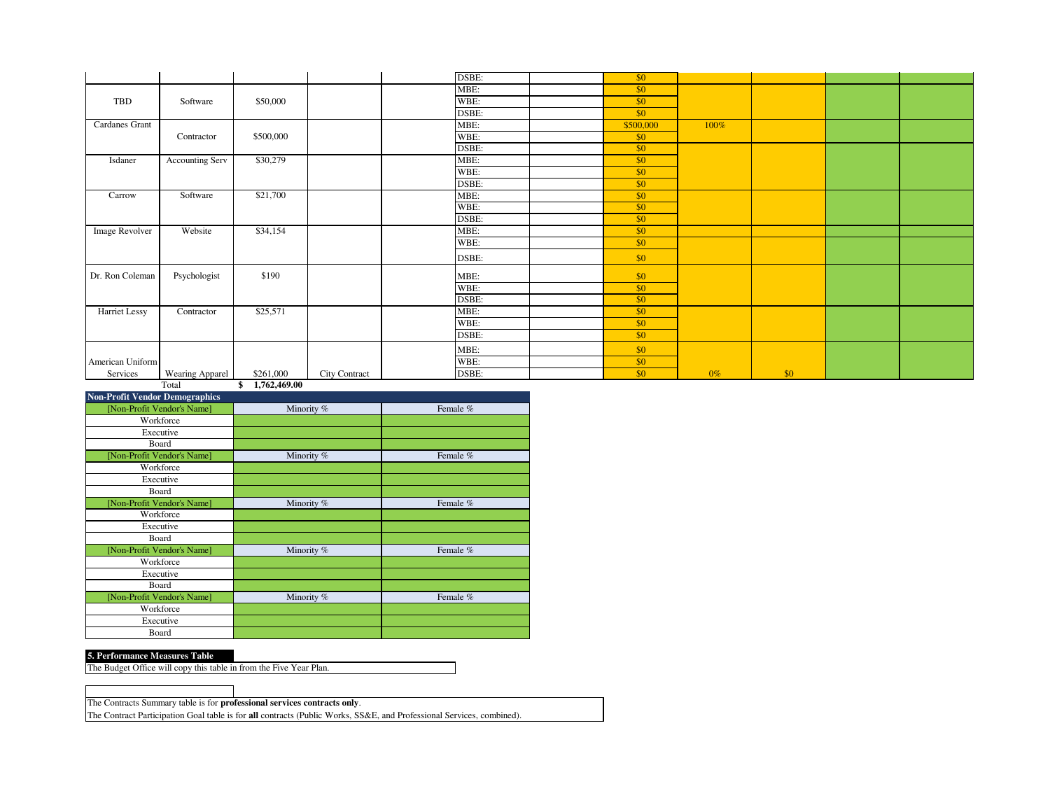| | | | | | DSBE: | | $0 | | | | |
|---|---|---|---|---|---|---|---|---|---|---|---|
| TBD | Software | $50,000 | | | MBE: | | $0 | | | | |
| | | | | | WBE: | | $0 | | | | |
| | | | | | DSBE: | | $0 | | | | |
| Cardanes Grant | Contractor | $500,000 | | | MBE: | | $500,000 | 100% | | | |
| | | | | | WBE: | | $0 | | | | |
| | | | | | DSBE: | | $0 | | | | |
| Isdaner | Accounting Serv | $30,279 | | | MBE: | | $0 | | | | |
| | | | | | WBE: | | $0 | | | | |
| | | | | | DSBE: | | $0 | | | | |
| Carrow | Software | $21,700 | | | MBE: | | $0 | | | | |
| | | | | | WBE: | | $0 | | | | |
| | | | | | DSBE: | | $0 | | | | |
| Image Revolver | Website | $34,154 | | | MBE: | | $0 | | | | |
| | | | | | WBE: | | $0 | | | | |
| | | | | | DSBE: | | $0 | | | | |
| Dr. Ron Coleman | Psychologist | $190 | | | MBE: | | $0 | | | | |
| | | | | | WBE: | | $0 | | | | |
| | | | | | DSBE: | | $0 | | | | |
| Harriet Lessy | Contractor | $25,571 | | | MBE: | | $0 | | | | |
| | | | | | WBE: | | $0 | | | | |
| | | | | | DSBE: | | $0 | | | | |
| American Uniform Services | Wearing Apparel | $261,000 | City Contract | | MBE: | | $0 | | | | |
| | | | | | WBE: | | $0 | | | | |
| | | | | | DSBE: | | $0 | 0% | $0 | | |
| | Total | $ 1,762,469.00 | | | | | | | | | |

| Non-Profit Vendor Demographics | | |
|---|---|---|
| [Non-Profit Vendor's Name] | Minority % | Female % |
| Workforce | | |
| Executive | | |
| Board | | |
| [Non-Profit Vendor's Name] | Minority % | Female % |
| Workforce | | |
| Executive | | |
| Board | | |
| [Non-Profit Vendor's Name] | Minority % | Female % |
| Workforce | | |
| Executive | | |
| Board | | |
| [Non-Profit Vendor's Name] | Minority % | Female % |
| Workforce | | |
| Executive | | |
| Board | | |
| [Non-Profit Vendor's Name] | Minority % | Female % |
| Workforce | | |
| Executive | | |
| Board | | |

**5. Performance Measures Table**

The Budget Office will copy this table in from the Five Year Plan.

The Contracts Summary table is for **professional services contracts only**.

The Contract Participation Goal table is for **all** contracts (Public Works, SS&E, and Professional Services, combined).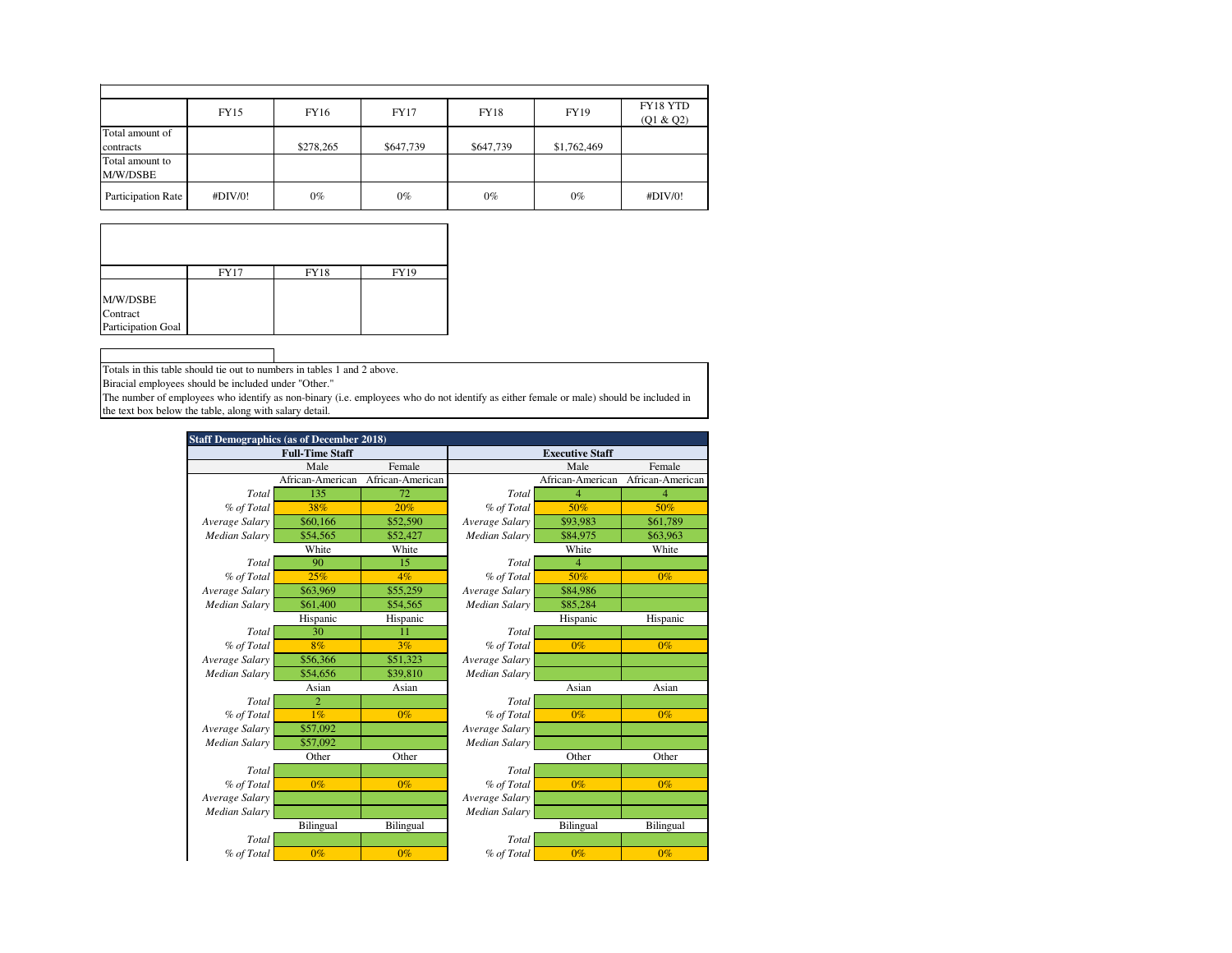| | FY15 | FY16 | FY17 | FY18 | FY19 | FY18 YTD (Q1 & Q2) |
|---|---|---|---|---|---|---|
| Total amount of contracts | | $278,265 | $647,739 | $647,739 | $1,762,469 | |
| Total amount to M/W/DSBE | | | | | | |
| Participation Rate | #DIV/0! | 0% | 0% | 0% | 0% | #DIV/0! |

| | FY17 | FY18 | FY19 |
|---|---|---|---|
| M/W/DSBE Contract Participation Goal | | | |

Totals in this table should tie out to numbers in tables 1 and 2 above.
Biracial employees should be included under "Other."
The number of employees who identify as non-binary (i.e. employees who do not identify as either female or male) should be included in the text box below the table, along with salary detail.

| **Staff Demographics (as of December 2018)** | | | | | |
|---|---|---|---|---|---|
| **Full-Time Staff** | | | **Executive Staff** | | |
| | Male | Female | | Male | Female |
| | African-American | African-American | | African-American | African-American |
| *Total* | 135 | 72 | *Total* | 4 | 4 |
| *% of Total* | 38% | 20% | *% of Total* | 50% | 50% |
| *Average Salary* | $60,166 | $52,590 | *Average Salary* | $93,983 | $61,789 |
| *Median Salary* | $54,565 | $52,427 | *Median Salary* | $84,975 | $63,963 |
| | White | White | | White | White |
| *Total* | 90 | 15 | *Total* | 4 | |
| *% of Total* | 25% | 4% | *% of Total* | 50% | 0% |
| *Average Salary* | $63,969 | $55,259 | *Average Salary* | $84,986 | |
| *Median Salary* | $61,400 | $54,565 | *Median Salary* | $85,284 | |
| | Hispanic | Hispanic | | Hispanic | Hispanic |
| *Total* | 30 | 11 | *Total* | | |
| *% of Total* | 8% | 3% | *% of Total* | 0% | 0% |
| *Average Salary* | $56,366 | $51,323 | *Average Salary* | | |
| *Median Salary* | $54,656 | $39,810 | *Median Salary* | | |
| | Asian | Asian | | Asian | Asian |
| *Total* | 2 | | *Total* | | |
| *% of Total* | 1% | 0% | *% of Total* | 0% | 0% |
| *Average Salary* | $57,092 | | *Average Salary* | | |
| *Median Salary* | $57,092 | | *Median Salary* | | |
| | Other | Other | | Other | Other |
| *Total* | | | *Total* | | |
| *% of Total* | 0% | 0% | *% of Total* | 0% | 0% |
| *Average Salary* | | | *Average Salary* | | |
| *Median Salary* | | | *Median Salary* | | |
| | Bilingual | Bilingual | | Bilingual | Bilingual |
| *Total* | | | *Total* | | |
| *% of Total* | 0% | 0% | *% of Total* | 0% | 0% |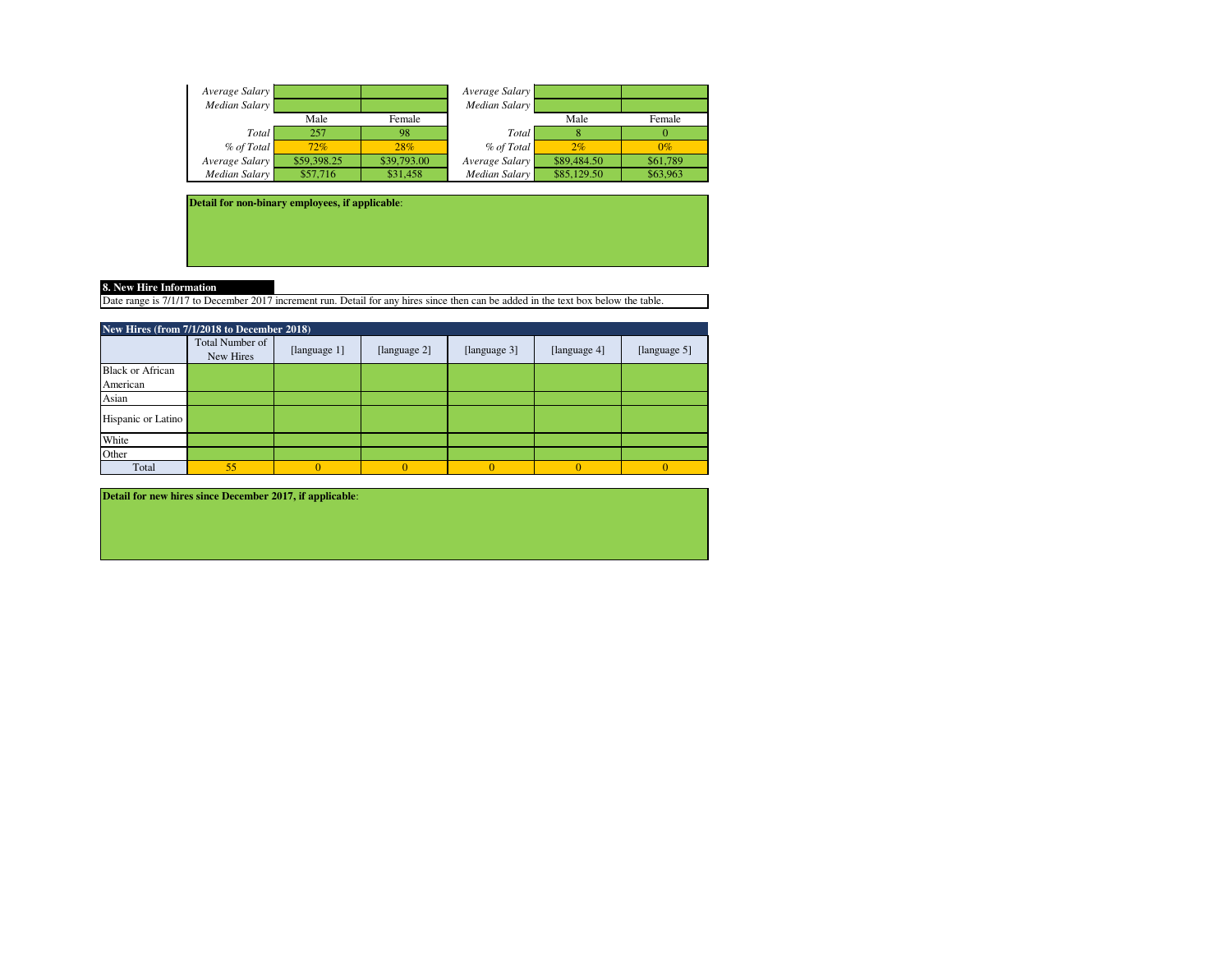| | | | | | |
|---|---|---|---|---|---|
| *Average Salary* | | | *Average Salary* | | |
| *Median Salary* | | | *Median Salary* | | |
| | Male | Female | | Male | Female |
| *Total* | 257 | 98 | *Total* | 8 | 0 |
| *% of Total* | 72% | 28% | *% of Total* | 2% | 0% |
| *Average Salary* | $59,398.25 | $39,793.00 | *Average Salary* | $89,484.50 | $61,789 |
| *Median Salary* | $57,716 | $31,458 | *Median Salary* | $85,129.50 | $63,963 |

**Detail for non-binary employees, if applicable**:

**8. New Hire Information**

Date range is 7/1/17 to December 2017 increment run. Detail for any hires since then can be added in the text box below the table.

| New Hires (from 7/1/2018 to December 2018) | | | | | | |
|---|---|---|---|---|---|---|
| | Total Number of New Hires | [language 1] | [language 2] | [language 3] | [language 4] | [language 5] |
| Black or African American | | | | | | |
| Asian | | | | | | |
| Hispanic or Latino | | | | | | |
| White | | | | | | |
| Other | | | | | | |
| Total | 55 | 0 | 0 | 0 | 0 | 0 |

**Detail for new hires since December 2017, if applicable**: